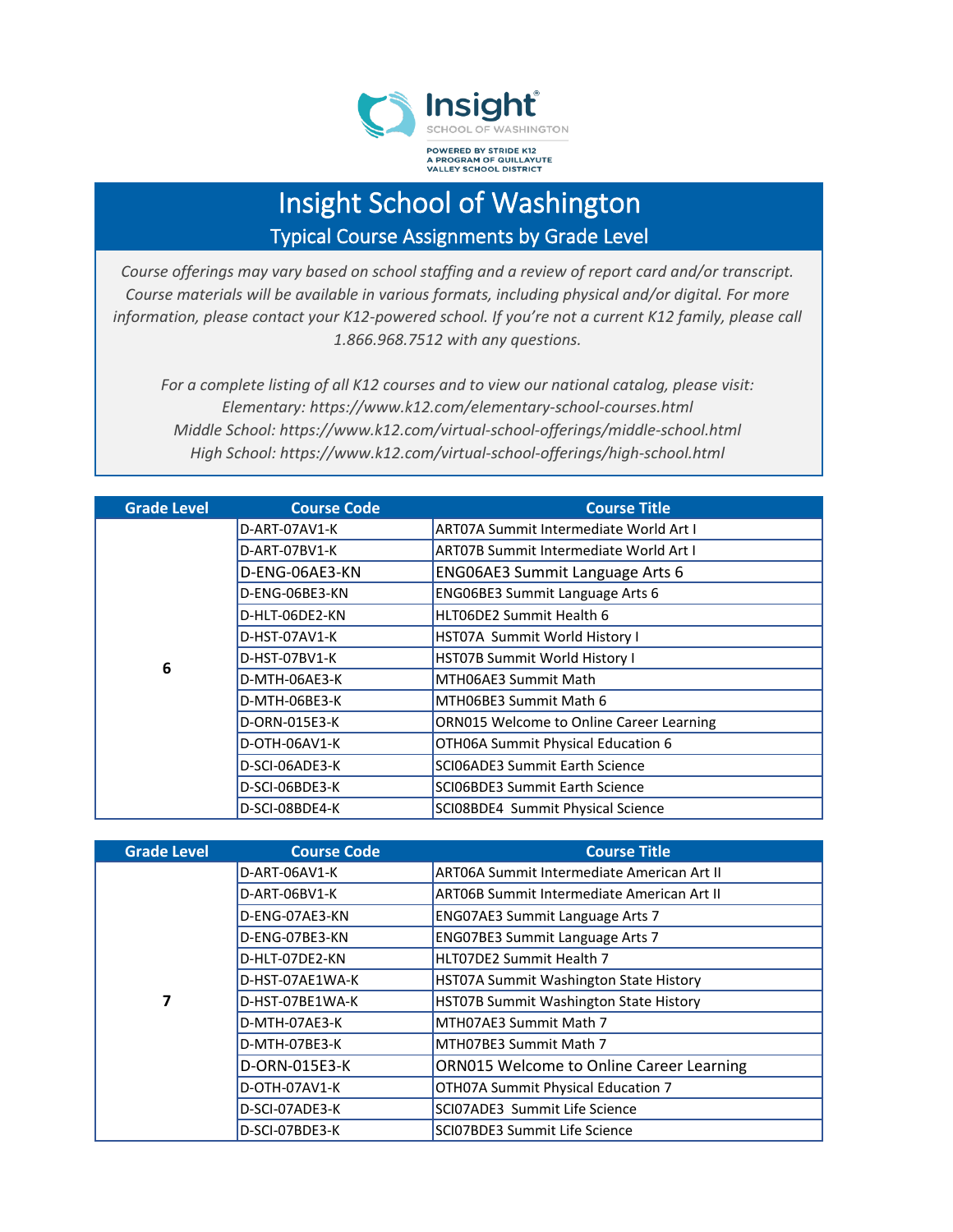Insight
SCHOOL OF WASHINGTON

POWERED BY STRIDE K12
A PROGRAM OF QUILLAYUTE VALLEY SCHOOL DISTRICT

# Insight School of Washington

## Typical Course Assignments by Grade Level

*Course offerings may vary based on school staffing and a review of report card and/or transcript. Course materials will be available in various formats, including physical and/or digital. For more information, please contact your K12-powered school. If you're not a current K12 family, please call 1.866.968.7512 with any questions.*

*For a complete listing of all K12 courses and to view our national catalog, please visit:*
*Elementary: https://www.k12.com/elementary-school-courses.html*
*Middle School: https://www.k12.com/virtual-school-offerings/middle-school.html*
*High School: https://www.k12.com/virtual-school-offerings/high-school.html*

| Grade Level | Course Code | Course Title |
|---|---|---|
| 6 | D-ART-07AV1-K | ART07A Summit Intermediate World Art I |
| | D-ART-07BV1-K | ART07B Summit Intermediate World Art I |
| | D-ENG-06AE3-KN | ENG06AE3 Summit Language Arts 6 |
| | D-ENG-06BE3-KN | ENG06BE3 Summit Language Arts 6 |
| | D-HLT-06DE2-KN | HLT06DE2 Summit Health 6 |
| | D-HST-07AV1-K | HST07A Summit World History I |
| | D-HST-07BV1-K | HST07B Summit World History I |
| | D-MTH-06AE3-K | MTH06AE3 Summit Math |
| | D-MTH-06BE3-K | MTH06BE3 Summit Math 6 |
| | D-ORN-015E3-K | ORN015 Welcome to Online Career Learning |
| | D-OTH-06AV1-K | OTH06A Summit Physical Education 6 |
| | D-SCI-06ADE3-K | SCI06ADE3 Summit Earth Science |
| | D-SCI-06BDE3-K | SCI06BDE3 Summit Earth Science |
| | D-SCI-08BDE4-K | SCI08BDE4 Summit Physical Science |

| Grade Level | Course Code | Course Title |
|---|---|---|
| 7 | D-ART-06AV1-K | ART06A Summit Intermediate American Art II |
| | D-ART-06BV1-K | ART06B Summit Intermediate American Art II |
| | D-ENG-07AE3-KN | ENG07AE3 Summit Language Arts 7 |
| | D-ENG-07BE3-KN | ENG07BE3 Summit Language Arts 7 |
| | D-HLT-07DE2-KN | HLT07DE2 Summit Health 7 |
| | D-HST-07AE1WA-K | HST07A Summit Washington State History |
| | D-HST-07BE1WA-K | HST07B Summit Washington State History |
| | D-MTH-07AE3-K | MTH07AE3 Summit Math 7 |
| | D-MTH-07BE3-K | MTH07BE3 Summit Math 7 |
| | D-ORN-015E3-K | ORN015 Welcome to Online Career Learning |
| | D-OTH-07AV1-K | OTH07A Summit Physical Education 7 |
| | D-SCI-07ADE3-K | SCI07ADE3 Summit Life Science |
| | D-SCI-07BDE3-K | SCI07BDE3 Summit Life Science |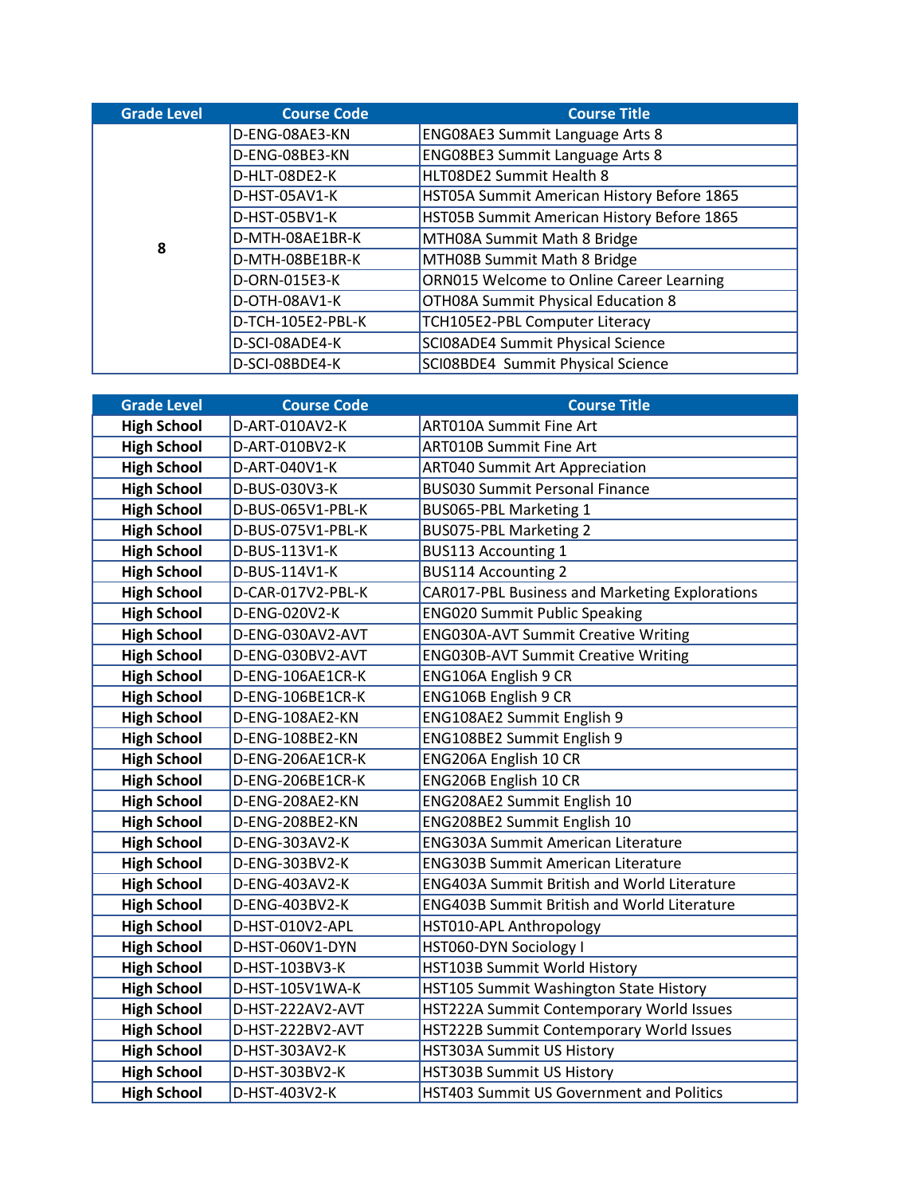| Grade Level | Course Code | Course Title |
| --- | --- | --- |
| 8 | D-ENG-08AE3-KN | ENG08AE3 Summit Language Arts 8 |
| | D-ENG-08BE3-KN | ENG08BE3 Summit Language Arts 8 |
| | D-HLT-08DE2-K | HLT08DE2 Summit Health 8 |
| | D-HST-05AV1-K | HST05A Summit American History Before 1865 |
| | D-HST-05BV1-K | HST05B Summit American History Before 1865 |
| | D-MTH-08AE1BR-K | MTH08A Summit Math 8 Bridge |
| | D-MTH-08BE1BR-K | MTH08B Summit Math 8 Bridge |
| | D-ORN-015E3-K | ORN015 Welcome to Online Career Learning |
| | D-OTH-08AV1-K | OTH08A Summit Physical Education 8 |
| | D-TCH-105E2-PBL-K | TCH105E2-PBL Computer Literacy |
| | D-SCI-08ADE4-K | SCI08ADE4 Summit Physical Science |
| | D-SCI-08BDE4-K | SCI08BDE4 Summit Physical Science |

| Grade Level | Course Code | Course Title |
| --- | --- | --- |
| **High School** | D-ART-010AV2-K | ART010A Summit Fine Art |
| **High School** | D-ART-010BV2-K | ART010B Summit Fine Art |
| **High School** | D-ART-040V1-K | ART040 Summit Art Appreciation |
| **High School** | D-BUS-030V3-K | BUS030 Summit Personal Finance |
| **High School** | D-BUS-065V1-PBL-K | BUS065-PBL Marketing 1 |
| **High School** | D-BUS-075V1-PBL-K | BUS075-PBL Marketing 2 |
| **High School** | D-BUS-113V1-K | BUS113 Accounting 1 |
| **High School** | D-BUS-114V1-K | BUS114 Accounting 2 |
| **High School** | D-CAR-017V2-PBL-K | CAR017-PBL Business and Marketing Explorations |
| **High School** | D-ENG-020V2-K | ENG020 Summit Public Speaking |
| **High School** | D-ENG-030AV2-AVT | ENG030A-AVT Summit Creative Writing |
| **High School** | D-ENG-030BV2-AVT | ENG030B-AVT Summit Creative Writing |
| **High School** | D-ENG-106AE1CR-K | ENG106A English 9 CR |
| **High School** | D-ENG-106BE1CR-K | ENG106B English 9 CR |
| **High School** | D-ENG-108AE2-KN | ENG108AE2 Summit English 9 |
| **High School** | D-ENG-108BE2-KN | ENG108BE2 Summit English 9 |
| **High School** | D-ENG-206AE1CR-K | ENG206A English 10 CR |
| **High School** | D-ENG-206BE1CR-K | ENG206B English 10 CR |
| **High School** | D-ENG-208AE2-KN | ENG208AE2 Summit English 10 |
| **High School** | D-ENG-208BE2-KN | ENG208BE2 Summit English 10 |
| **High School** | D-ENG-303AV2-K | ENG303A Summit American Literature |
| **High School** | D-ENG-303BV2-K | ENG303B Summit American Literature |
| **High School** | D-ENG-403AV2-K | ENG403A Summit British and World Literature |
| **High School** | D-ENG-403BV2-K | ENG403B Summit British and World Literature |
| **High School** | D-HST-010V2-APL | HST010-APL Anthropology |
| **High School** | D-HST-060V1-DYN | HST060-DYN Sociology I |
| **High School** | D-HST-103BV3-K | HST103B Summit World History |
| **High School** | D-HST-105V1WA-K | HST105 Summit Washington State History |
| **High School** | D-HST-222AV2-AVT | HST222A Summit Contemporary World Issues |
| **High School** | D-HST-222BV2-AVT | HST222B Summit Contemporary World Issues |
| **High School** | D-HST-303AV2-K | HST303A Summit US History |
| **High School** | D-HST-303BV2-K | HST303B Summit US History |
| **High School** | D-HST-403V2-K | HST403 Summit US Government and Politics |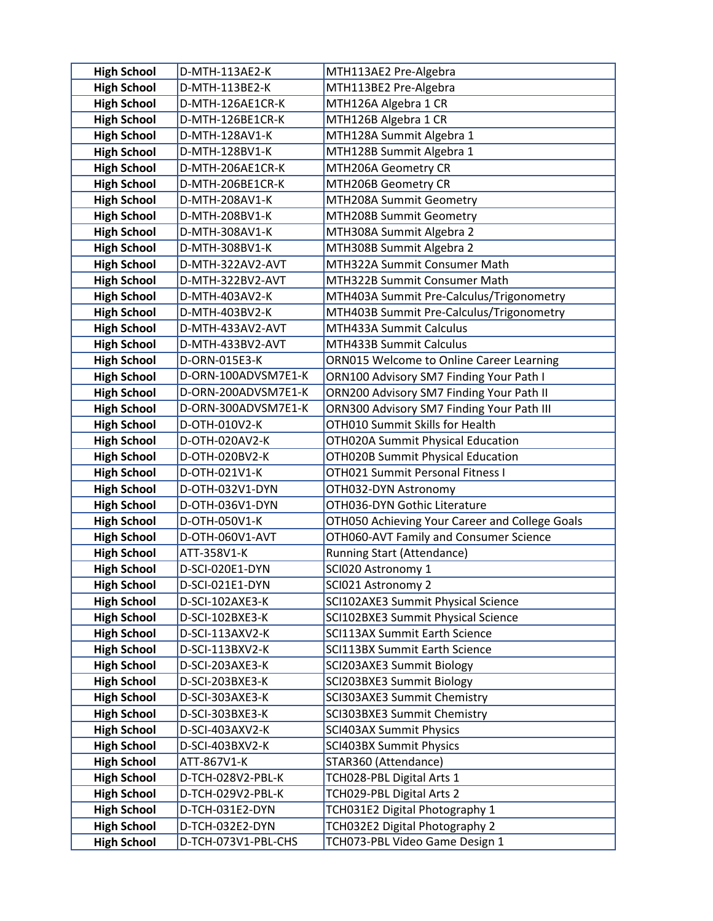| High School | D-MTH-113AE2-K | MTH113AE2 Pre-Algebra |
|---|---|---|
| **High School** | D-MTH-113BE2-K | MTH113BE2 Pre-Algebra |
| **High School** | D-MTH-126AE1CR-K | MTH126A Algebra 1 CR |
| **High School** | D-MTH-126BE1CR-K | MTH126B Algebra 1 CR |
| **High School** | D-MTH-128AV1-K | MTH128A Summit Algebra 1 |
| **High School** | D-MTH-128BV1-K | MTH128B Summit Algebra 1 |
| **High School** | D-MTH-206AE1CR-K | MTH206A Geometry CR |
| **High School** | D-MTH-206BE1CR-K | MTH206B Geometry CR |
| **High School** | D-MTH-208AV1-K | MTH208A Summit Geometry |
| **High School** | D-MTH-208BV1-K | MTH208B Summit Geometry |
| **High School** | D-MTH-308AV1-K | MTH308A Summit Algebra 2 |
| **High School** | D-MTH-308BV1-K | MTH308B Summit Algebra 2 |
| **High School** | D-MTH-322AV2-AVT | MTH322A Summit Consumer Math |
| **High School** | D-MTH-322BV2-AVT | MTH322B Summit Consumer Math |
| **High School** | D-MTH-403AV2-K | MTH403A Summit Pre-Calculus/Trigonometry |
| **High School** | D-MTH-403BV2-K | MTH403B Summit Pre-Calculus/Trigonometry |
| **High School** | D-MTH-433AV2-AVT | MTH433A Summit Calculus |
| **High School** | D-MTH-433BV2-AVT | MTH433B Summit Calculus |
| **High School** | D-ORN-015E3-K | ORN015 Welcome to Online Career Learning |
| **High School** | D-ORN-100ADVSM7E1-K | ORN100 Advisory SM7 Finding Your Path I |
| **High School** | D-ORN-200ADVSM7E1-K | ORN200 Advisory SM7 Finding Your Path II |
| **High School** | D-ORN-300ADVSM7E1-K | ORN300 Advisory SM7 Finding Your Path III |
| **High School** | D-OTH-010V2-K | OTH010 Summit Skills for Health |
| **High School** | D-OTH-020AV2-K | OTH020A Summit Physical Education |
| **High School** | D-OTH-020BV2-K | OTH020B Summit Physical Education |
| **High School** | D-OTH-021V1-K | OTH021 Summit Personal Fitness I |
| **High School** | D-OTH-032V1-DYN | OTH032-DYN Astronomy |
| **High School** | D-OTH-036V1-DYN | OTH036-DYN Gothic Literature |
| **High School** | D-OTH-050V1-K | OTH050 Achieving Your Career and College Goals |
| **High School** | D-OTH-060V1-AVT | OTH060-AVT Family and Consumer Science |
| **High School** | ATT-358V1-K | Running Start (Attendance) |
| **High School** | D-SCI-020E1-DYN | SCI020 Astronomy 1 |
| **High School** | D-SCI-021E1-DYN | SCI021 Astronomy 2 |
| **High School** | D-SCI-102AXE3-K | SCI102AXE3 Summit Physical Science |
| **High School** | D-SCI-102BXE3-K | SCI102BXE3 Summit Physical Science |
| **High School** | D-SCI-113AXV2-K | SCI113AX Summit Earth Science |
| **High School** | D-SCI-113BXV2-K | SCI113BX Summit Earth Science |
| **High School** | D-SCI-203AXE3-K | SCI203AXE3 Summit Biology |
| **High School** | D-SCI-203BXE3-K | SCI203BXE3 Summit Biology |
| **High School** | D-SCI-303AXE3-K | SCI303AXE3 Summit Chemistry |
| **High School** | D-SCI-303BXE3-K | SCI303BXE3 Summit Chemistry |
| **High School** | D-SCI-403AXV2-K | SCI403AX Summit Physics |
| **High School** | D-SCI-403BXV2-K | SCI403BX Summit Physics |
| **High School** | ATT-867V1-K | STAR360 (Attendance) |
| **High School** | D-TCH-028V2-PBL-K | TCH028-PBL Digital Arts 1 |
| **High School** | D-TCH-029V2-PBL-K | TCH029-PBL Digital Arts 2 |
| **High School** | D-TCH-031E2-DYN | TCH031E2 Digital Photography 1 |
| **High School** | D-TCH-032E2-DYN | TCH032E2 Digital Photography 2 |
| **High School** | D-TCH-073V1-PBL-CHS | TCH073-PBL Video Game Design 1 |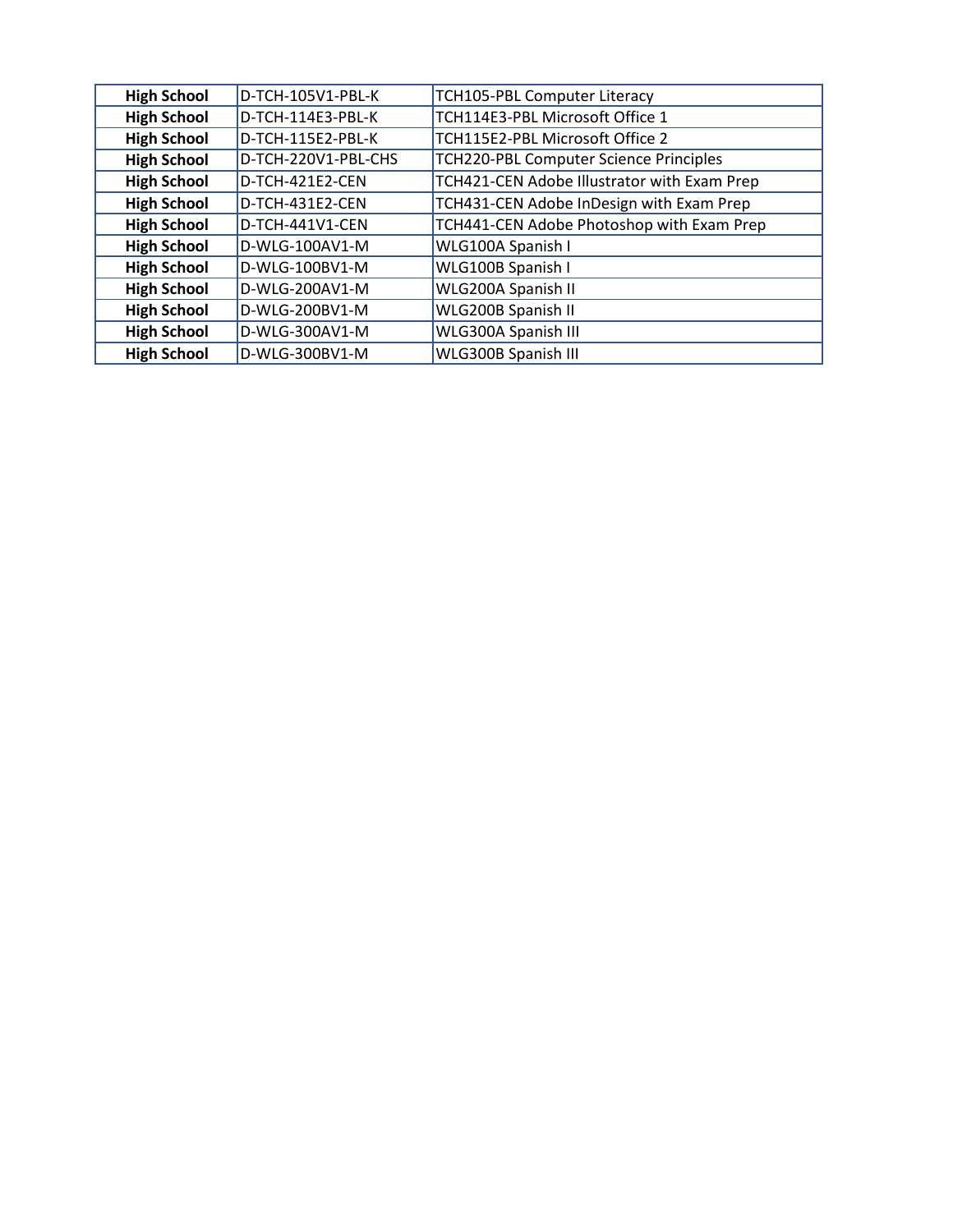| | | |
|---|---|---|
| **High School** | D-TCH-105V1-PBL-K | TCH105-PBL Computer Literacy |
| **High School** | D-TCH-114E3-PBL-K | TCH114E3-PBL Microsoft Office 1 |
| **High School** | D-TCH-115E2-PBL-K | TCH115E2-PBL Microsoft Office 2 |
| **High School** | D-TCH-220V1-PBL-CHS | TCH220-PBL Computer Science Principles |
| **High School** | D-TCH-421E2-CEN | TCH421-CEN Adobe Illustrator with Exam Prep |
| **High School** | D-TCH-431E2-CEN | TCH431-CEN Adobe InDesign with Exam Prep |
| **High School** | D-TCH-441V1-CEN | TCH441-CEN Adobe Photoshop with Exam Prep |
| **High School** | D-WLG-100AV1-M | WLG100A Spanish I |
| **High School** | D-WLG-100BV1-M | WLG100B Spanish I |
| **High School** | D-WLG-200AV1-M | WLG200A Spanish II |
| **High School** | D-WLG-200BV1-M | WLG200B Spanish II |
| **High School** | D-WLG-300AV1-M | WLG300A Spanish III |
| **High School** | D-WLG-300BV1-M | WLG300B Spanish III |